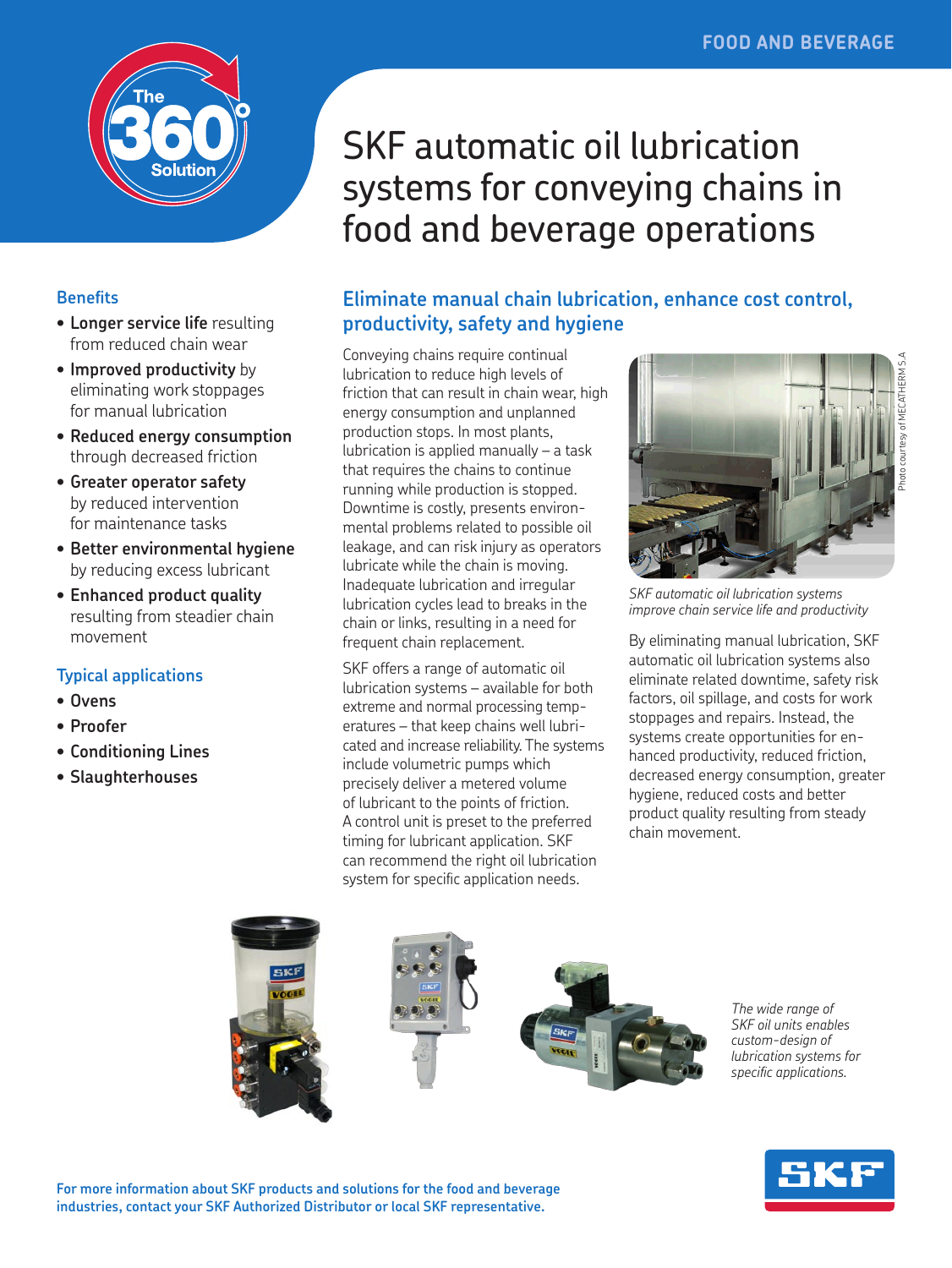FOOD AND BEVERAGE

# SKF automatic oil lubrication systems for conveying chains in food and beverage operations

## Benefits

- **Longer service life** resulting from reduced chain wear
- **Improved productivity** by eliminating work stoppages for manual lubrication
- **Reduced energy consumption** through decreased friction
- **Greater operator safety** by reduced intervention for maintenance tasks
- **Better environmental hygiene** by reducing excess lubricant
- **Enhanced product quality** resulting from steadier chain movement

## Typical applications

- **Ovens**
- **Proofer**
- **Conditioning Lines**
- **Slaughterhouses**

## Eliminate manual chain lubrication, enhance cost control, productivity, safety and hygiene

Conveying chains require continual lubrication to reduce high levels of friction that can result in chain wear, high energy consumption and unplanned production stops. In most plants, lubrication is applied manually – a task that requires the chains to continue running while production is stopped. Downtime is costly, presents environmental problems related to possible oil leakage, and can risk injury as operators lubricate while the chain is moving. Inadequate lubrication and irregular lubrication cycles lead to breaks in the chain or links, resulting in a need for frequent chain replacement.

SKF offers a range of automatic oil lubrication systems – available for both extreme and normal processing temperatures – that keep chains well lubricated and increase reliability. The systems include volumetric pumps which precisely deliver a metered volume of lubricant to the points of friction. A control unit is preset to the preferred timing for lubricant application. SKF can recommend the right oil lubrication system for specific application needs.

Photo courtesy of MECATHERM S.A

*SKF automatic oil lubrication systems improve chain service life and productivity*

By eliminating manual lubrication, SKF automatic oil lubrication systems also eliminate related downtime, safety risk factors, oil spillage, and costs for work stoppages and repairs. Instead, the systems create opportunities for enhanced productivity, reduced friction, decreased energy consumption, greater hygiene, reduced costs and better product quality resulting from steady chain movement.

*The wide range of SKF oil units enables custom-design of lubrication systems for specific applications.*

**For more information about SKF products and solutions for the food and beverage industries, contact your SKF Authorized Distributor or local SKF representative.**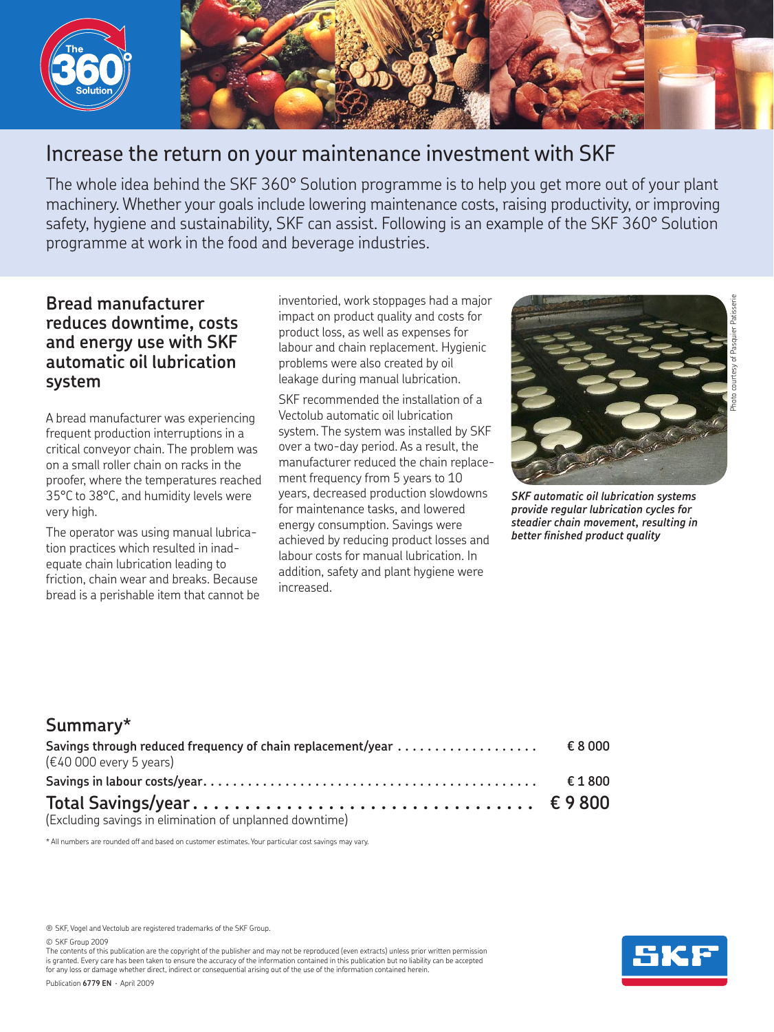# Increase the return on your maintenance investment with SKF

The whole idea behind the SKF 360° Solution programme is to help you get more out of your plant machinery. Whether your goals include lowering maintenance costs, raising productivity, or improving safety, hygiene and sustainability, SKF can assist. Following is an example of the SKF 360° Solution programme at work in the food and beverage industries.

## Bread manufacturer reduces downtime, costs and energy use with SKF automatic oil lubrication system

A bread manufacturer was experiencing frequent production interruptions in a critical conveyor chain. The problem was on a small roller chain on racks in the proofer, where the temperatures reached 35°C to 38°C, and humidity levels were very high.

The operator was using manual lubrication practices which resulted in inadequate chain lubrication leading to friction, chain wear and breaks. Because bread is a perishable item that cannot be inventoried, work stoppages had a major impact on product quality and costs for product loss, as well as expenses for labour and chain replacement. Hygienic problems were also created by oil leakage during manual lubrication.

SKF recommended the installation of a Vectolub automatic oil lubrication system. The system was installed by SKF over a two-day period. As a result, the manufacturer reduced the chain replacement frequency from 5 years to 10 years, decreased production slowdowns for maintenance tasks, and lowered energy consumption. Savings were achieved by reducing product losses and labour costs for manual lubrication. In addition, safety and plant hygiene were increased.

*SKF automatic oil lubrication systems provide regular lubrication cycles for steadier chain movement, resulting in better finished product quality*

Photo courtesy of Pasquier Patisserie

## Summary*

| | |
|---|---|
| **Savings through reduced frequency of chain replacement/year** (€40 000 every 5 years) | **€ 8 000** |
| **Savings in labour costs/year** | **€ 1 800** |
| **Total Savings/year** (Excluding savings in elimination of unplanned downtime) | **€ 9 800** |

\* All numbers are rounded off and based on customer estimates. Your particular cost savings may vary.

® SKF, Vogel and Vectolub are registered trademarks of the SKF Group.

© SKF Group 2009

The contents of this publication are the copyright of the publisher and may not be reproduced (even extracts) unless prior written permission is granted. Every care has been taken to ensure the accuracy of the information contained in this publication but no liability can be accepted for any loss or damage whether direct, indirect or consequential arising out of the use of the information contained herein.

Publication **6779 EN** · April 2009